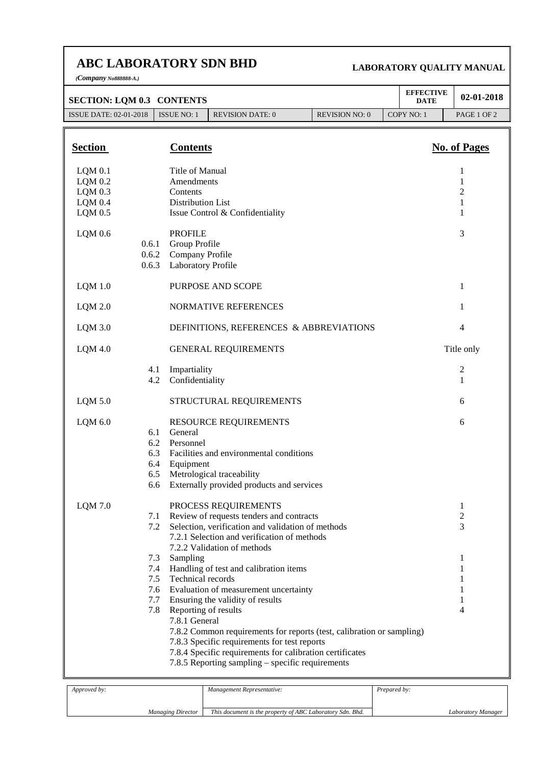| Section | | Contents | No. of Pages |
|---|---|---|---|
| LQM 0.1 | | Title of Manual | 1 |
| LQM 0.2 | | Amendments | 1 |
| LQM 0.3 | | Contents | 2 |
| LQM 0.4 | | Distribution List | 1 |
| LQM 0.5 | | Issue Control & Confidentiality | 1 |
| LQM 0.6 | | PROFILE | 3 |
| | 0.6.1 | Group Profile | |
| | 0.6.2 | Company Profile | |
| | 0.6.3 | Laboratory Profile | |
| LQM 1.0 | | PURPOSE AND SCOPE | 1 |
| LQM 2.0 | | NORMATIVE REFERENCES | 1 |
| LQM 3.0 | | DEFINITIONS, REFERENCES & ABBREVIATIONS | 4 |
| LQM 4.0 | | GENERAL REQUIREMENTS | Title only |
| | 4.1 | Impartiality | 2 |
| | 4.2 | Confidentiality | 1 |
| LQM 5.0 | | STRUCTURAL REQUIREMENTS | 6 |
| LQM 6.0 | | RESOURCE REQUIREMENTS | 6 |
| | 6.1 | General | |
| | 6.2 | Personnel | |
| | 6.3 | Facilities and environmental conditions | |
| | 6.4 | Equipment | |
| | 6.5 | Metrological traceability | |
| | 6.6 | Externally provided products and services | |
| LQM 7.0 | | PROCESS REQUIREMENTS | 1 |
| | 7.1 | Review of requests tenders and contracts | 2 |
| | 7.2 | Selection, verification and validation of methods | 3 |
| | | 7.2.1 Selection and verification of methods | |
| | | 7.2.2 Validation of methods | |
| | 7.3 | Sampling | 1 |
| | 7.4 | Handling of test and calibration items | 1 |
| | 7.5 | Technical records | 1 |
| | 7.6 | Evaluation of measurement uncertainty | 1 |
| | 7.7 | Ensuring the validity of results | 1 |
| | 7.8 | Reporting of results | 4 |
| | | 7.8.1 General | |
| | | 7.8.2 Common requirements for reports (test, calibration or sampling) | |
| | | 7.8.3 Specific requirements for test reports | |
| | | 7.8.4 Specific requirements for calibration certificates | |
| | | 7.8.5 Reporting sampling – specific requirements | |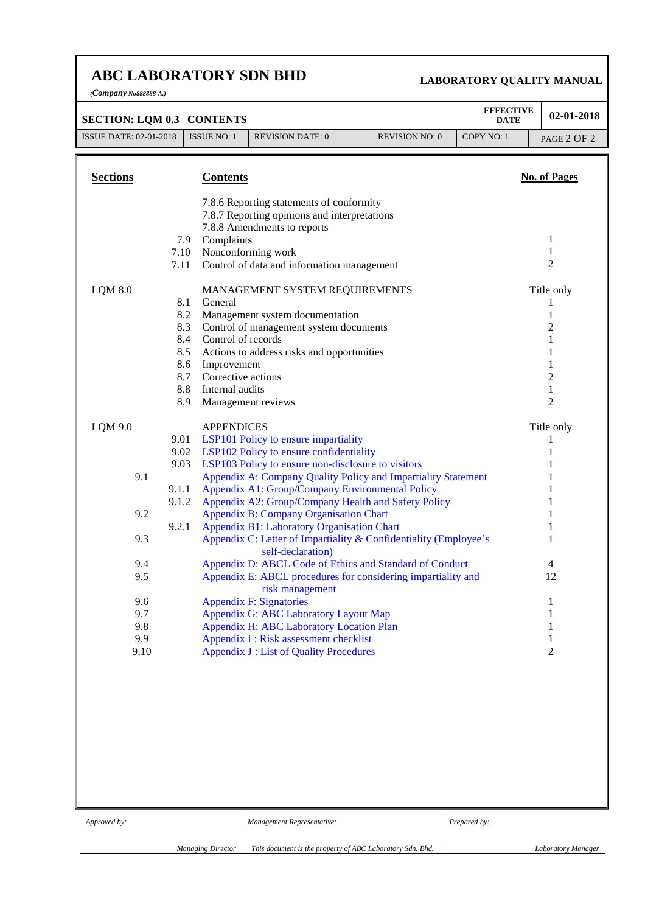| Sections | | Contents | No. of Pages |
|---|---|---|---|
| | | 7.8.6 Reporting statements of conformity | |
| | | 7.8.7 Reporting opinions and interpretations | |
| | | 7.8.8 Amendments to reports | |
| | 7.9 | Complaints | 1 |
| | 7.10 | Nonconforming work | 1 |
| | 7.11 | Control of data and information management | 2 |
| LQM 8.0 | | MANAGEMENT SYSTEM REQUIREMENTS | Title only |
| | 8.1 | General | 1 |
| | 8.2 | Management system documentation | 1 |
| | 8.3 | Control of management system documents | 2 |
| | 8.4 | Control of records | 1 |
| | 8.5 | Actions to address risks and opportunities | 1 |
| | 8.6 | Improvement | 1 |
| | 8.7 | Corrective actions | 2 |
| | 8.8 | Internal audits | 1 |
| | 8.9 | Management reviews | 2 |
| LQM 9.0 | | APPENDICES | Title only |
| | 9.01 | LSP101 Policy to ensure impartiality | 1 |
| | 9.02 | LSP102 Policy to ensure confidentiality | 1 |
| | 9.03 | LSP103 Policy to ensure non-disclosure to visitors | 1 |
| 9.1 | | Appendix A: Company Quality Policy and Impartiality Statement | 1 |
| | 9.1.1 | Appendix A1: Group/Company Environmental Policy | 1 |
| | 9.1.2 | Appendix A2: Group/Company Health and Safety Policy | 1 |
| 9.2 | | Appendix B: Company Organisation Chart | 1 |
| | 9.2.1 | Appendix B1: Laboratory Organisation Chart | 1 |
| 9.3 | | Appendix C: Letter of Impartiality & Confidentiality (Employee's self-declaration) | 1 |
| 9.4 | | Appendix D: ABCL Code of Ethics and Standard of Conduct | 4 |
| 9.5 | | Appendix E: ABCL procedures for considering impartiality and risk management | 12 |
| 9.6 | | Appendix F: Signatories | 1 |
| 9.7 | | Appendix G: ABC Laboratory Layout Map | 1 |
| 9.8 | | Appendix H: ABC Laboratory Location Plan | 1 |
| 9.9 | | Appendix I : Risk assessment checklist | 1 |
| 9.10 | | Appendix J : List of Quality Procedures | 2 |